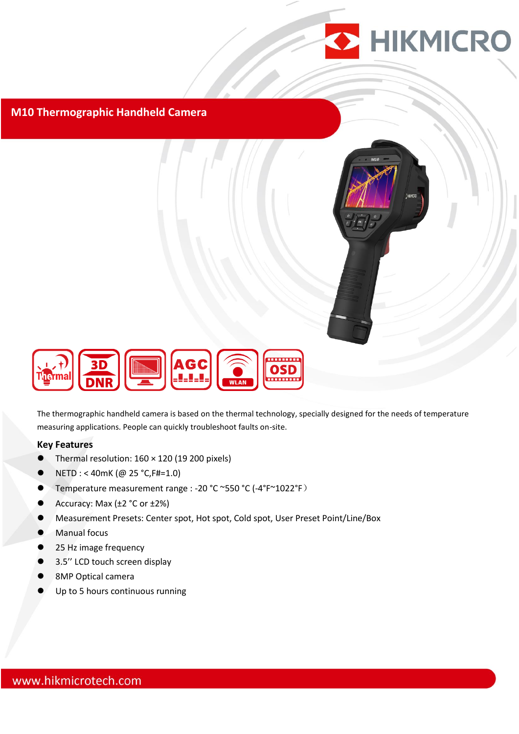# M10 Thermographic Handheld Camera

The thermographic handheld camera is based on the thermal technology, specially designed for the needs of temperature measuring applications. People can quickly troubleshoot faults on-site.

## Key Features

- Thermal resolution: 160 × 120 (19 200 pixels)
- NETD : < 40mK (@ 25 °C,F#=1.0)
- Temperature measurement range : -20 °C ~550 °C (-4°F~1022°F)
- Accuracy: Max (±2 °C or ±2%)
- Measurement Presets: Center spot, Hot spot, Cold spot, User Preset Point/Line/Box
- Manual focus
- 25 Hz image frequency
- 3.5'' LCD touch screen display
- 8MP Optical camera
- Up to 5 hours continuous running

www.hikmicrotech.com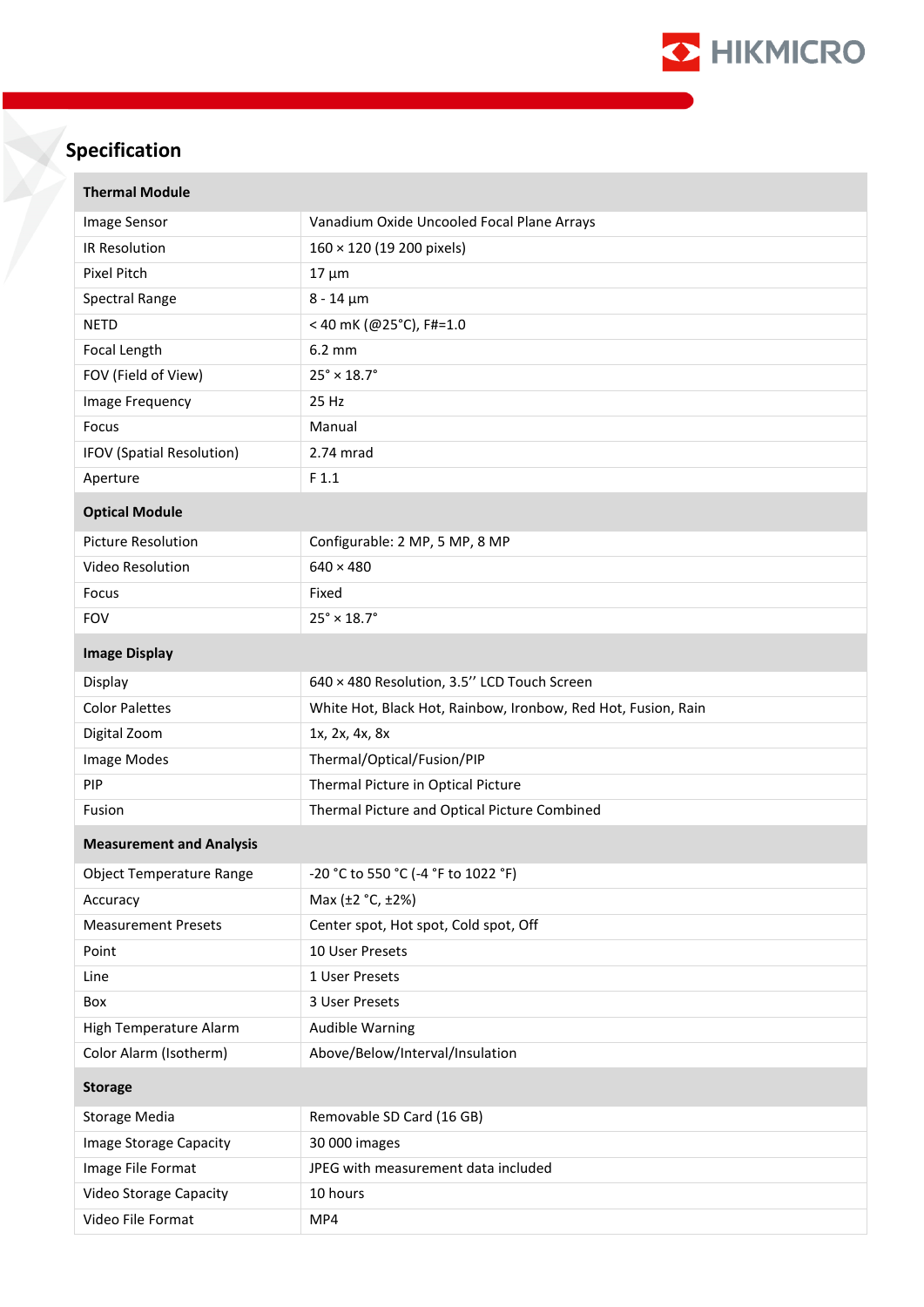## Specification

| Thermal Module | |
|---|---|
| Image Sensor | Vanadium Oxide Uncooled Focal Plane Arrays |
| IR Resolution | 160 × 120 (19 200 pixels) |
| Pixel Pitch | 17 µm |
| Spectral Range | 8 - 14 µm |
| NETD | < 40 mK (@25°C), F#=1.0 |
| Focal Length | 6.2 mm |
| FOV (Field of View) | 25° × 18.7° |
| Image Frequency | 25 Hz |
| Focus | Manual |
| IFOV (Spatial Resolution) | 2.74 mrad |
| Aperture | F 1.1 |
| **Optical Module** | |
| Picture Resolution | Configurable: 2 MP, 5 MP, 8 MP |
| Video Resolution | 640 × 480 |
| Focus | Fixed |
| FOV | 25° × 18.7° |
| **Image Display** | |
| Display | 640 × 480 Resolution, 3.5'' LCD Touch Screen |
| Color Palettes | White Hot, Black Hot, Rainbow, Ironbow, Red Hot, Fusion, Rain |
| Digital Zoom | 1x, 2x, 4x, 8x |
| Image Modes | Thermal/Optical/Fusion/PIP |
| PIP | Thermal Picture in Optical Picture |
| Fusion | Thermal Picture and Optical Picture Combined |
| **Measurement and Analysis** | |
| Object Temperature Range | -20 °C to 550 °C (-4 °F to 1022 °F) |
| Accuracy | Max (±2 °C, ±2%) |
| Measurement Presets | Center spot, Hot spot, Cold spot, Off |
| Point | 10 User Presets |
| Line | 1 User Presets |
| Box | 3 User Presets |
| High Temperature Alarm | Audible Warning |
| Color Alarm (Isotherm) | Above/Below/Interval/Insulation |
| **Storage** | |
| Storage Media | Removable SD Card (16 GB) |
| Image Storage Capacity | 30 000 images |
| Image File Format | JPEG with measurement data included |
| Video Storage Capacity | 10 hours |
| Video File Format | MP4 |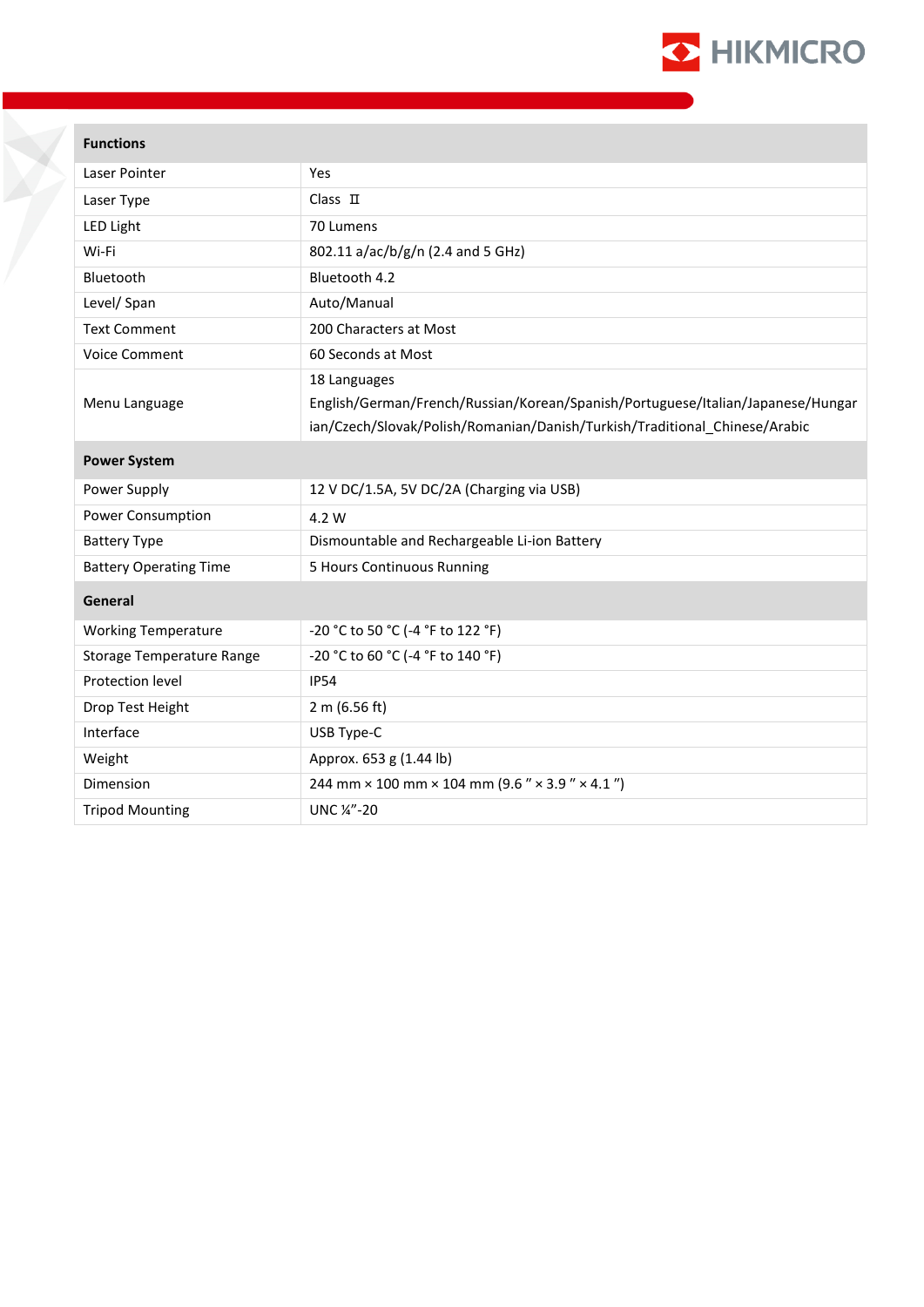| Functions | |
|---|---|
| Laser Pointer | Yes |
| Laser Type | Class Ⅱ |
| LED Light | 70 Lumens |
| Wi-Fi | 802.11 a/ac/b/g/n (2.4 and 5 GHz) |
| Bluetooth | Bluetooth 4.2 |
| Level/ Span | Auto/Manual |
| Text Comment | 200 Characters at Most |
| Voice Comment | 60 Seconds at Most |
| Menu Language | 18 Languages<br>English/German/French/Russian/Korean/Spanish/Portuguese/Italian/Japanese/Hungarian/Czech/Slovak/Polish/Romanian/Danish/Turkish/Traditional_Chinese/Arabic |
| **Power System** | |
| Power Supply | 12 V DC/1.5A, 5V DC/2A (Charging via USB) |
| Power Consumption | 4.2 W |
| Battery Type | Dismountable and Rechargeable Li-ion Battery |
| Battery Operating Time | 5 Hours Continuous Running |
| **General** | |
| Working Temperature | -20 °C to 50 °C (-4 °F to 122 °F) |
| Storage Temperature Range | -20 °C to 60 °C (-4 °F to 140 °F) |
| Protection level | IP54 |
| Drop Test Height | 2 m (6.56 ft) |
| Interface | USB Type-C |
| Weight | Approx. 653 g (1.44 lb) |
| Dimension | 244 mm × 100 mm × 104 mm (9.6 ″ × 3.9 ″ × 4.1 ″) |
| Tripod Mounting | UNC ¼"-20 |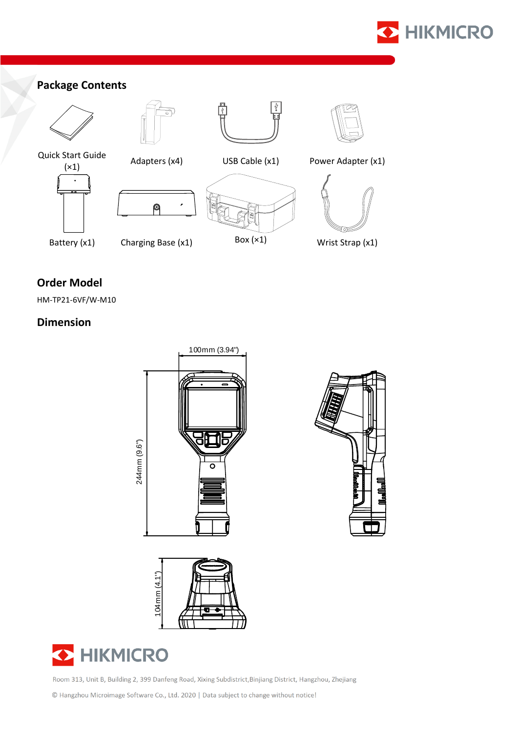## Package Contents

Quick Start Guide (×1)

Adapters (x4)

USB Cable (x1)

Power Adapter (x1)

Battery (x1)

Charging Base (x1)

Box (×1)

Wrist Strap (x1)

## Order Model

HM-TP21-6VF/W-M10

## Dimension

100mm (3.94")

244mm (9.6")

104mm (4.1")

Room 313, Unit B, Building 2, 399 Danfeng Road, Xixing Subdistrict,Binjiang District, Hangzhou, Zhejiang

© Hangzhou Microimage Software Co., Ltd. 2020 | Data subject to change without notice!